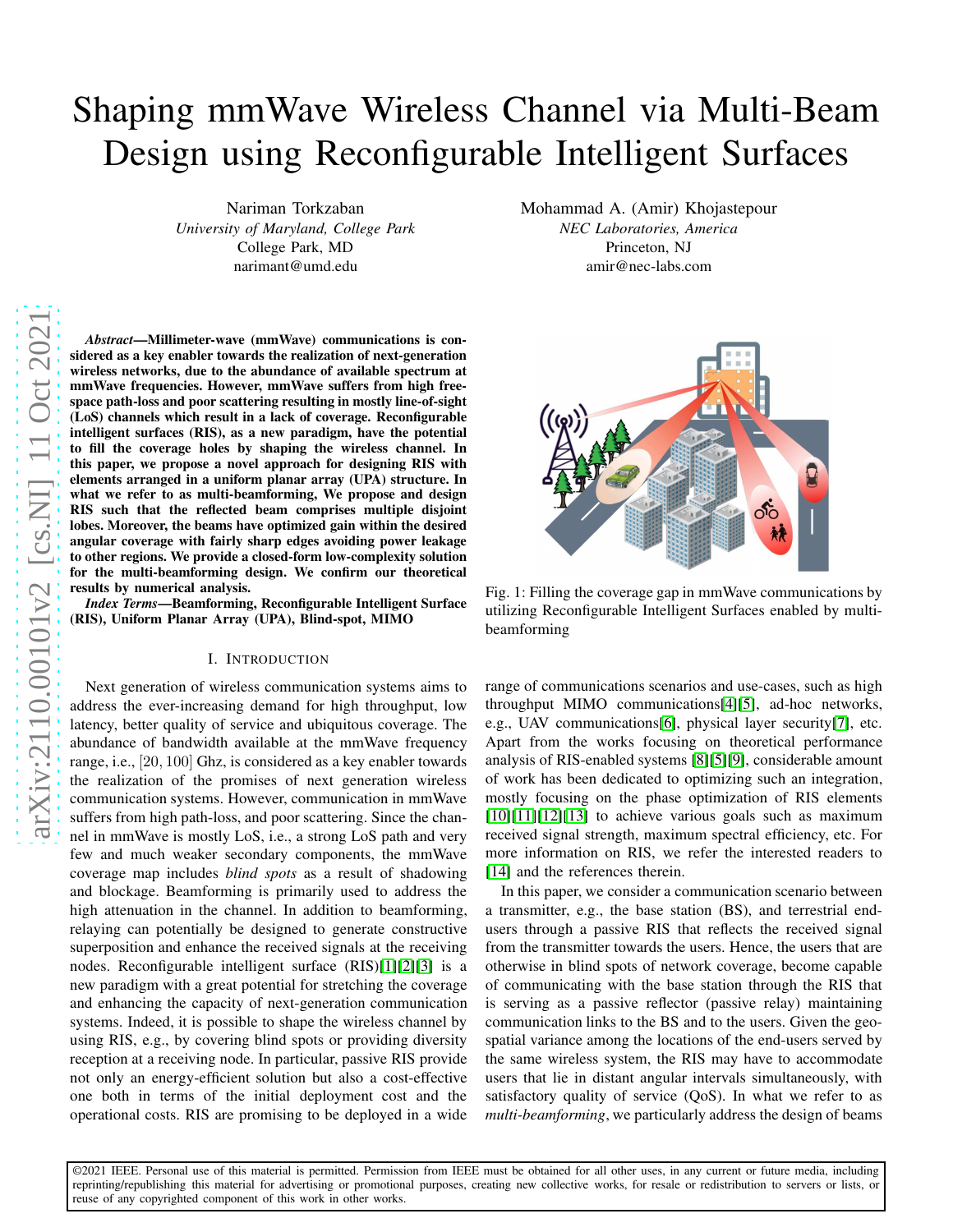# Shaping mmWave Wireless Channel via Multi-Beam Design using Reconfigurable Intelligent Surfaces

Nariman Torkzaban
*University of Maryland, College Park*
College Park, MD
narimant@umd.edu

Mohammad A. (Amir) Khojastepour
*NEC Laboratories, America*
Princeton, NJ
amir@nec-labs.com

***Abstract*—Millimeter-wave (mmWave) communications is considered as a key enabler towards the realization of next-generation wireless networks, due to the abundance of available spectrum at mmWave frequencies. However, mmWave suffers from high free-space path-loss and poor scattering resulting in mostly line-of-sight (LoS) channels which result in a lack of coverage. Reconfigurable intelligent surfaces (RIS), as a new paradigm, have the potential to fill the coverage holes by shaping the wireless channel. In this paper, we propose a novel approach for designing RIS with elements arranged in a uniform planar array (UPA) structure. In what we refer to as multi-beamforming, We propose and design RIS such that the reflected beam comprises multiple disjoint lobes. Moreover, the beams have optimized gain within the desired angular coverage with fairly sharp edges avoiding power leakage to other regions. We provide a closed-form low-complexity solution for the multi-beamforming design. We confirm our theoretical results by numerical analysis.**

***Index Terms*—Beamforming, Reconfigurable Intelligent Surface (RIS), Uniform Planar Array (UPA), Blind-spot, MIMO**

## I. Introduction

Next generation of wireless communication systems aims to address the ever-increasing demand for high throughput, low latency, better quality of service and ubiquitous coverage. The abundance of bandwidth available at the mmWave frequency range, i.e., $[20, 100]$ Ghz, is considered as a key enabler towards the realization of the promises of next generation wireless communication systems. However, communication in mmWave suffers from high path-loss, and poor scattering. Since the channel in mmWave is mostly LoS, i.e., a strong LoS path and very few and much weaker secondary components, the mmWave coverage map includes *blind spots* as a result of shadowing and blockage. Beamforming is primarily used to address the high attenuation in the channel. In addition to beamforming, relaying can potentially be designed to generate constructive superposition and enhance the received signals at the receiving nodes. Reconfigurable intelligent surface (RIS)[1][2][3] is a new paradigm with a great potential for stretching the coverage and enhancing the capacity of next-generation communication systems. Indeed, it is possible to shape the wireless channel by using RIS, e.g., by covering blind spots or providing diversity reception at a receiving node. In particular, passive RIS provide not only an energy-efficient solution but also a cost-effective one both in terms of the initial deployment cost and the operational costs. RIS are promising to be deployed in a wide range of communications scenarios and use-cases, such as high throughput MIMO communications[4][5], ad-hoc networks, e.g., UAV communications[6], physical layer security[7], etc. Apart from the works focusing on theoretical performance analysis of RIS-enabled systems [8][5][9], considerable amount of work has been dedicated to optimizing such an integration, mostly focusing on the phase optimization of RIS elements [10][11][12][13] to achieve various goals such as maximum received signal strength, maximum spectral efficiency, etc. For more information on RIS, we refer the interested readers to [14] and the references therein.

Fig. 1: Filling the coverage gap in mmWave communications by utilizing Reconfigurable Intelligent Surfaces enabled by multi-beamforming

In this paper, we consider a communication scenario between a transmitter, e.g., the base station (BS), and terrestrial end-users through a passive RIS that reflects the received signal from the transmitter towards the users. Hence, the users that are otherwise in blind spots of network coverage, become capable of communicating with the base station through the RIS that is serving as a passive reflector (passive relay) maintaining communication links to the BS and to the users. Given the geo-spatial variance among the locations of the end-users served by the same wireless system, the RIS may have to accommodate users that lie in distant angular intervals simultaneously, with satisfactory quality of service (QoS). In what we refer to as *multi-beamforming*, we particularly address the design of beams

©2021 IEEE. Personal use of this material is permitted. Permission from IEEE must be obtained for all other uses, in any current or future media, including reprinting/republishing this material for advertising or promotional purposes, creating new collective works, for resale or redistribution to servers or lists, or reuse of any copyrighted component of this work in other works.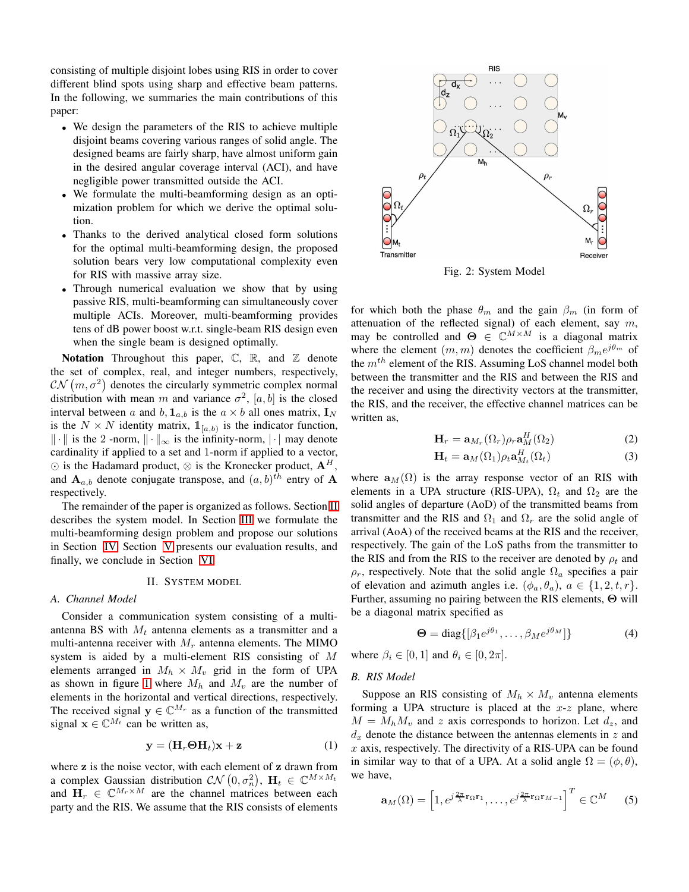consisting of multiple disjoint lobes using RIS in order to cover different blind spots using sharp and effective beam patterns. In the following, we summaries the main contributions of this paper:

- We design the parameters of the RIS to achieve multiple disjoint beams covering various ranges of solid angle. The designed beams are fairly sharp, have almost uniform gain in the desired angular coverage interval (ACI), and have negligible power transmitted outside the ACI.
- We formulate the multi-beamforming design as an optimization problem for which we derive the optimal solution.
- Thanks to the derived analytical closed form solutions for the optimal multi-beamforming design, the proposed solution bears very low computational complexity even for RIS with massive array size.
- Through numerical evaluation we show that by using passive RIS, multi-beamforming can simultaneously cover multiple ACIs. Moreover, multi-beamforming provides tens of dB power boost w.r.t. single-beam RIS design even when the single beam is designed optimally.

**Notation** Throughout this paper, $\mathbb{C}$, $\mathbb{R}$, and $\mathbb{Z}$ denote the set of complex, real, and integer numbers, respectively, $\mathcal{CN}(m, \sigma^2)$ denotes the circularly symmetric complex normal distribution with mean $m$ and variance $\sigma^2$, $[a, b]$ is the closed interval between $a$ and $b$, $\mathbf{1}_{a,b}$ is the $a \times b$ all ones matrix, $\mathbf{I}_N$ is the $N \times N$ identity matrix, $\mathbb{1}_{[a,b)}$ is the indicator function, $\|\cdot\|$ is the 2 -norm, $\|\cdot\|_\infty$ is the infinity-norm, $|\cdot|$ may denote cardinality if applied to a set and 1-norm if applied to a vector, $\odot$ is the Hadamard product, $\otimes$ is the Kronecker product, $\mathbf{A}^H$, and $\mathbf{A}_{a,b}$ denote conjugate transpose, and $(a, b)^{th}$ entry of $\mathbf{A}$ respectively.

The remainder of the paper is organized as follows. Section II describes the system model. In Section III we formulate the multi-beamforming design problem and propose our solutions in Section IV. Section V presents our evaluation results, and finally, we conclude in Section VI.

## II. System Model

### A. Channel Model

Consider a communication system consisting of a multi-antenna BS with $M_t$ antenna elements as a transmitter and a multi-antenna receiver with $M_r$ antenna elements. The MIMO system is aided by a multi-element RIS consisting of $M$ elements arranged in $M_h \times M_v$ grid in the form of UPA as shown in figure 1 where $M_h$ and $M_v$ are the number of elements in the horizontal and vertical directions, respectively. The received signal $\mathbf{y} \in \mathbb{C}^{M_r}$ as a function of the transmitted signal $\mathbf{x} \in \mathbb{C}^{M_t}$ can be written as,

$$\mathbf{y} = (\mathbf{H}_r \boldsymbol{\Theta} \mathbf{H}_t)\mathbf{x} + \mathbf{z} \tag{1}$$

where $\mathbf{z}$ is the noise vector, with each element of $\mathbf{z}$ drawn from a complex Gaussian distribution $\mathcal{CN}(0, \sigma_n^2)$, $\mathbf{H}_t \in \mathbb{C}^{M \times M_t}$ and $\mathbf{H}_r \in \mathbb{C}^{M_r \times M}$ are the channel matrices between each party and the RIS. We assume that the RIS consists of elements

Fig. 2: System Model

for which both the phase $\theta_m$ and the gain $\beta_m$ (in form of attenuation of the reflected signal) of each element, say $m$, may be controlled and $\boldsymbol{\Theta} \in \mathbb{C}^{M \times M}$ is a diagonal matrix where the element $(m, m)$ denotes the coefficient $\beta_m e^{j\theta_m}$ of the $m^{th}$ element of the RIS. Assuming LoS channel model both between the transmitter and the RIS and between the RIS and the receiver and using the directivity vectors at the transmitter, the RIS, and the receiver, the effective channel matrices can be written as,

$$\mathbf{H}_r = \mathbf{a}_{M_r}(\Omega_r)\rho_r \mathbf{a}_M^H(\Omega_2) \tag{2}$$

$$\mathbf{H}_t = \mathbf{a}_M(\Omega_1)\rho_t \mathbf{a}_{M_t}^H(\Omega_t) \tag{3}$$

where $\mathbf{a}_M(\Omega)$ is the array response vector of an RIS with elements in a UPA structure (RIS-UPA), $\Omega_t$ and $\Omega_2$ are the solid angles of departure (AoD) of the transmitted beams from transmitter and the RIS and $\Omega_1$ and $\Omega_r$ are the solid angle of arrival (AoA) of the received beams at the RIS and the receiver, respectively. The gain of the LoS paths from the transmitter to the RIS and from the RIS to the receiver are denoted by $\rho_t$ and $\rho_r$, respectively. Note that the solid angle $\Omega_a$ specifies a pair of elevation and azimuth angles i.e. $(\phi_a, \theta_a)$, $a \in \{1, 2, t, r\}$. Further, assuming no pairing between the RIS elements, $\boldsymbol{\Theta}$ will be a diagonal matrix specified as

$$\boldsymbol{\Theta} = \mathrm{diag}\{[\beta_1 e^{j\theta_1}, \ldots, \beta_M e^{j\theta_M}]\} \tag{4}$$

where $\beta_i \in [0, 1]$ and $\theta_i \in [0, 2\pi]$.

### B. RIS Model

Suppose an RIS consisting of $M_h \times M_v$ antenna elements forming a UPA structure is placed at the $x$-$z$ plane, where $M = M_h M_v$ and $z$ axis corresponds to horizon. Let $d_z$, and $d_x$ denote the distance between the antennas elements in $z$ and $x$ axis, respectively. The directivity of a RIS-UPA can be found in similar way to that of a UPA. At a solid angle $\Omega = (\phi, \theta)$, we have,

$$\mathbf{a}_M(\Omega) = \left[1, e^{j\frac{2\pi}{\lambda}\mathbf{r}_\Omega \mathbf{r}_1}, \ldots, e^{j\frac{2\pi}{\lambda}\mathbf{r}_\Omega \mathbf{r}_{M-1}}\right]^T \in \mathbb{C}^M \tag{5}$$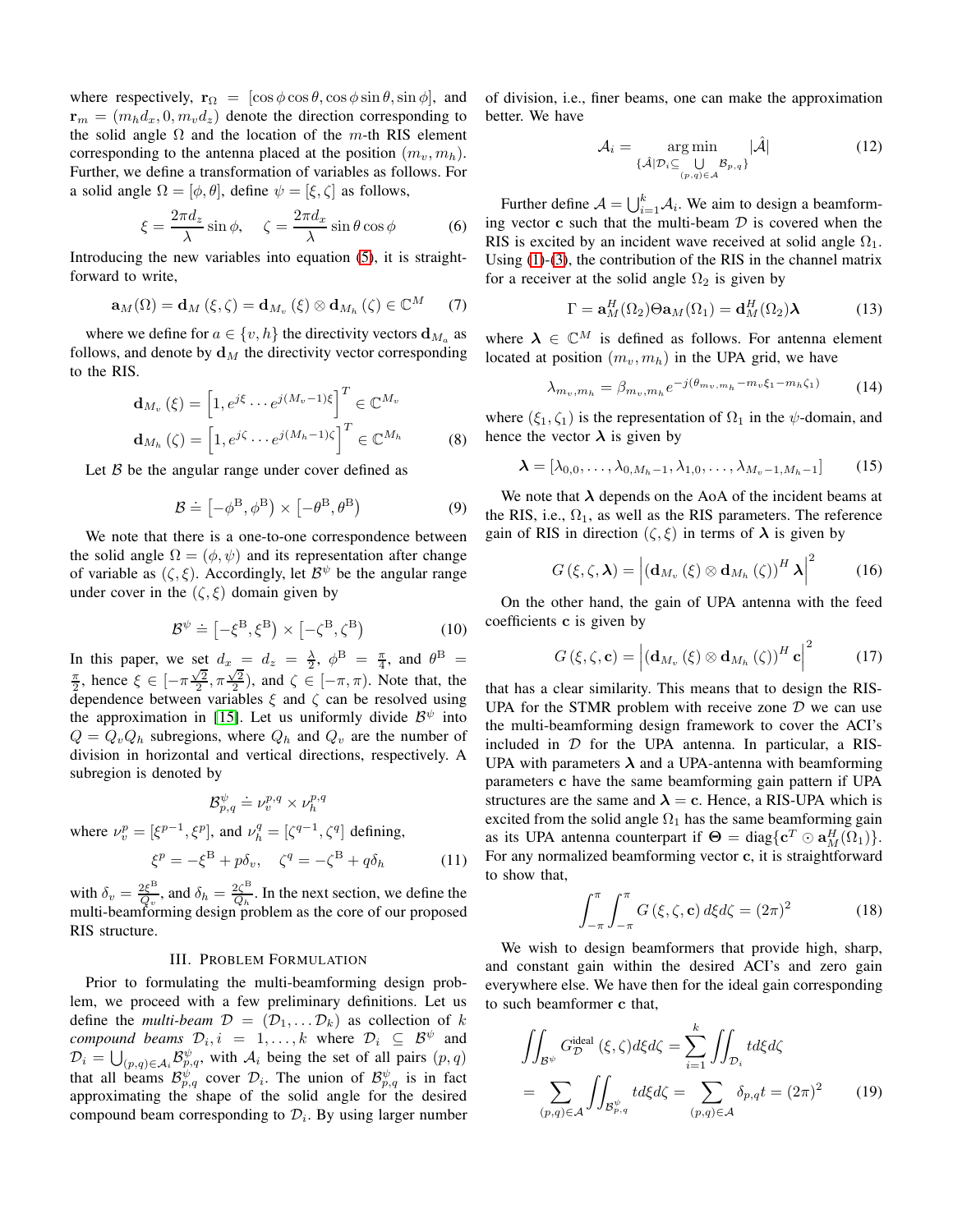where respectively, $\mathbf{r}_\Omega = [\cos\phi\cos\theta, \cos\phi\sin\theta, \sin\phi]$, and $\mathbf{r}_m = (m_h d_x, 0, m_v d_z)$ denote the direction corresponding to the solid angle $\Omega$ and the location of the $m$-th RIS element corresponding to the antenna placed at the position $(m_v, m_h)$. Further, we define a transformation of variables as follows. For a solid angle $\Omega = [\phi, \theta]$, define $\psi = [\xi, \zeta]$ as follows,

$$\xi = \frac{2\pi d_z}{\lambda}\sin\phi, \quad \zeta = \frac{2\pi d_x}{\lambda}\sin\theta\cos\phi \tag{6}$$

Introducing the new variables into equation (5), it is straightforward to write,

$$\mathbf{a}_M(\Omega) = \mathbf{d}_M(\xi, \zeta) = \mathbf{d}_{M_v}(\xi) \otimes \mathbf{d}_{M_h}(\zeta) \in \mathbb{C}^M \tag{7}$$

where we define for $a \in \{v, h\}$ the directivity vectors $\mathbf{d}_{M_a}$ as follows, and denote by $\mathbf{d}_M$ the directivity vector corresponding to the RIS.

$$\begin{aligned}
\mathbf{d}_{M_v}(\xi) &= \left[1, e^{j\xi} \cdots e^{j(M_v-1)\xi}\right]^T \in \mathbb{C}^{M_v} \\
\mathbf{d}_{M_h}(\zeta) &= \left[1, e^{j\zeta} \cdots e^{j(M_h-1)\zeta}\right]^T \in \mathbb{C}^{M_h}
\end{aligned} \tag{8}$$

Let $\mathcal{B}$ be the angular range under cover defined as

$$\mathcal{B} \doteq \left[-\phi^{\mathrm{B}}, \phi^{\mathrm{B}}\right) \times \left[-\theta^{\mathrm{B}}, \theta^{\mathrm{B}}\right) \tag{9}$$

We note that there is a one-to-one correspondence between the solid angle $\Omega = (\phi, \psi)$ and its representation after change of variable as $(\zeta, \xi)$. Accordingly, let $\mathcal{B}^\psi$ be the angular range under cover in the $(\zeta, \xi)$ domain given by

$$\mathcal{B}^\psi \doteq \left[-\xi^{\mathrm{B}}, \xi^{\mathrm{B}}\right) \times \left[-\zeta^{\mathrm{B}}, \zeta^{\mathrm{B}}\right) \tag{10}$$

In this paper, we set $d_x = d_z = \frac{\lambda}{2}$, $\phi^{\mathrm{B}} = \frac{\pi}{4}$, and $\theta^{\mathrm{B}} = \frac{\pi}{2}$, hence $\xi \in [-\pi\frac{\sqrt{2}}{2}, \pi\frac{\sqrt{2}}{2})$, and $\zeta \in [-\pi, \pi)$. Note that, the dependence between variables $\xi$ and $\zeta$ can be resolved using the approximation in [15]. Let us uniformly divide $\mathcal{B}^\psi$ into $Q = Q_v Q_h$ subregions, where $Q_h$ and $Q_v$ are the number of division in horizontal and vertical directions, respectively. A subregion is denoted by

$$\mathcal{B}^\psi_{p,q} \doteq \nu_v^{p,q} \times \nu_h^{p,q}$$

where $\nu_v^p = [\xi^{p-1}, \xi^p]$, and $\nu_h^q = [\zeta^{q-1}, \zeta^q]$ defining,

$$\xi^p = -\xi^{\mathrm{B}} + p\delta_v, \quad \zeta^q = -\zeta^{\mathrm{B}} + q\delta_h \tag{11}$$

with $\delta_v = \frac{2\xi^{\mathrm{B}}}{Q_v}$, and $\delta_h = \frac{2\zeta^{\mathrm{B}}}{Q_h}$. In the next section, we define the multi-beamforming design problem as the core of our proposed RIS structure.

## III. Problem Formulation

Prior to formulating the multi-beamforming design problem, we proceed with a few preliminary definitions. Let us define the *multi-beam* $\mathcal{D} = (\mathcal{D}_1, \ldots \mathcal{D}_k)$ as collection of $k$ *compound beams* $\mathcal{D}_i, i = 1, \ldots, k$ where $\mathcal{D}_i \subseteq \mathcal{B}^\psi$ and $\mathcal{D}_i = \bigcup_{(p,q)\in\mathcal{A}_i} \mathcal{B}^\psi_{p,q}$, with $\mathcal{A}_i$ being the set of all pairs $(p, q)$ that all beams $\mathcal{B}^\psi_{p,q}$ cover $\mathcal{D}_i$. The union of $\mathcal{B}^\psi_{p,q}$ is in fact approximating the shape of the solid angle for the desired compound beam corresponding to $\mathcal{D}_i$. By using larger number of division, i.e., finer beams, one can make the approximation better. We have

$$\mathcal{A}_i = \underset{\{\hat{\mathcal{A}} | \mathcal{D}_i \subseteq \bigcup\limits_{(p,q)\in\mathcal{A}} \mathcal{B}_{p,q}\}}{\arg\min} |\hat{\mathcal{A}}| \tag{12}$$

Further define $\mathcal{A} = \bigcup_{i=1}^k \mathcal{A}_i$. We aim to design a beamforming vector $\mathbf{c}$ such that the multi-beam $\mathcal{D}$ is covered when the RIS is excited by an incident wave received at solid angle $\Omega_1$. Using (1)-(3), the contribution of the RIS in the channel matrix for a receiver at the solid angle $\Omega_2$ is given by

$$\Gamma = \mathbf{a}_M^H(\Omega_2)\Theta\mathbf{a}_M(\Omega_1) = \mathbf{d}_M^H(\Omega_2)\boldsymbol{\lambda} \tag{13}$$

where $\boldsymbol{\lambda} \in \mathbb{C}^M$ is defined as follows. For antenna element located at position $(m_v, m_h)$ in the UPA grid, we have

$$\lambda_{m_v,m_h} = \beta_{m_v,m_h} e^{-j(\theta_{m_v,m_h} - m_v\xi_1 - m_h\zeta_1)} \tag{14}$$

where $(\xi_1, \zeta_1)$ is the representation of $\Omega_1$ in the $\psi$-domain, and hence the vector $\boldsymbol{\lambda}$ is given by

$$\boldsymbol{\lambda} = [\lambda_{0,0}, \ldots, \lambda_{0,M_h-1}, \lambda_{1,0}, \ldots, \lambda_{M_v-1,M_h-1}] \tag{15}$$

We note that $\boldsymbol{\lambda}$ depends on the AoA of the incident beams at the RIS, i.e., $\Omega_1$, as well as the RIS parameters. The reference gain of RIS in direction $(\zeta, \xi)$ in terms of $\boldsymbol{\lambda}$ is given by

$$G(\xi, \zeta, \boldsymbol{\lambda}) = \left|\left(\mathbf{d}_{M_v}(\xi) \otimes \mathbf{d}_{M_h}(\zeta)\right)^H \boldsymbol{\lambda}\right|^2 \tag{16}$$

On the other hand, the gain of UPA antenna with the feed coefficients $\mathbf{c}$ is given by

$$G(\xi, \zeta, \mathbf{c}) = \left|\left(\mathbf{d}_{M_v}(\xi) \otimes \mathbf{d}_{M_h}(\zeta)\right)^H \mathbf{c}\right|^2 \tag{17}$$

that has a clear similarity. This means that to design the RIS-UPA for the STMR problem with receive zone $\mathcal{D}$ we can use the multi-beamforming design framework to cover the ACI's included in $\mathcal{D}$ for the UPA antenna. In particular, a RIS-UPA with parameters $\boldsymbol{\lambda}$ and a UPA-antenna with beamforming parameters $\mathbf{c}$ have the same beamforming gain pattern if UPA structures are the same and $\boldsymbol{\lambda} = \mathbf{c}$. Hence, a RIS-UPA which is excited from the solid angle $\Omega_1$ has the same beamforming gain as its UPA antenna counterpart if $\boldsymbol{\Theta} = \mathrm{diag}\{\mathbf{c}^T \odot \mathbf{a}_M^H(\Omega_1)\}$. For any normalized beamforming vector $\mathbf{c}$, it is straightforward to show that,

$$\int_{-\pi}^{\pi}\int_{-\pi}^{\pi} G(\xi, \zeta, \mathbf{c})\, d\xi d\zeta = (2\pi)^2 \tag{18}$$

We wish to design beamformers that provide high, sharp, and constant gain within the desired ACI's and zero gain everywhere else. We have then for the ideal gain corresponding to such beamformer $\mathbf{c}$ that,

$$\begin{aligned}
\iint_{\mathcal{B}^\psi} G_{\mathcal{D}}^{\mathrm{ideal}}(\xi, \zeta) d\xi d\zeta &= \sum_{i=1}^k \iint_{\mathcal{D}_i} t d\xi d\zeta \\
&= \sum_{(p,q)\in\mathcal{A}} \iint_{\mathcal{B}^\psi_{p,q}} t d\xi d\zeta = \sum_{(p,q)\in\mathcal{A}} \delta_{p,q} t = (2\pi)^2
\end{aligned} \tag{19}$$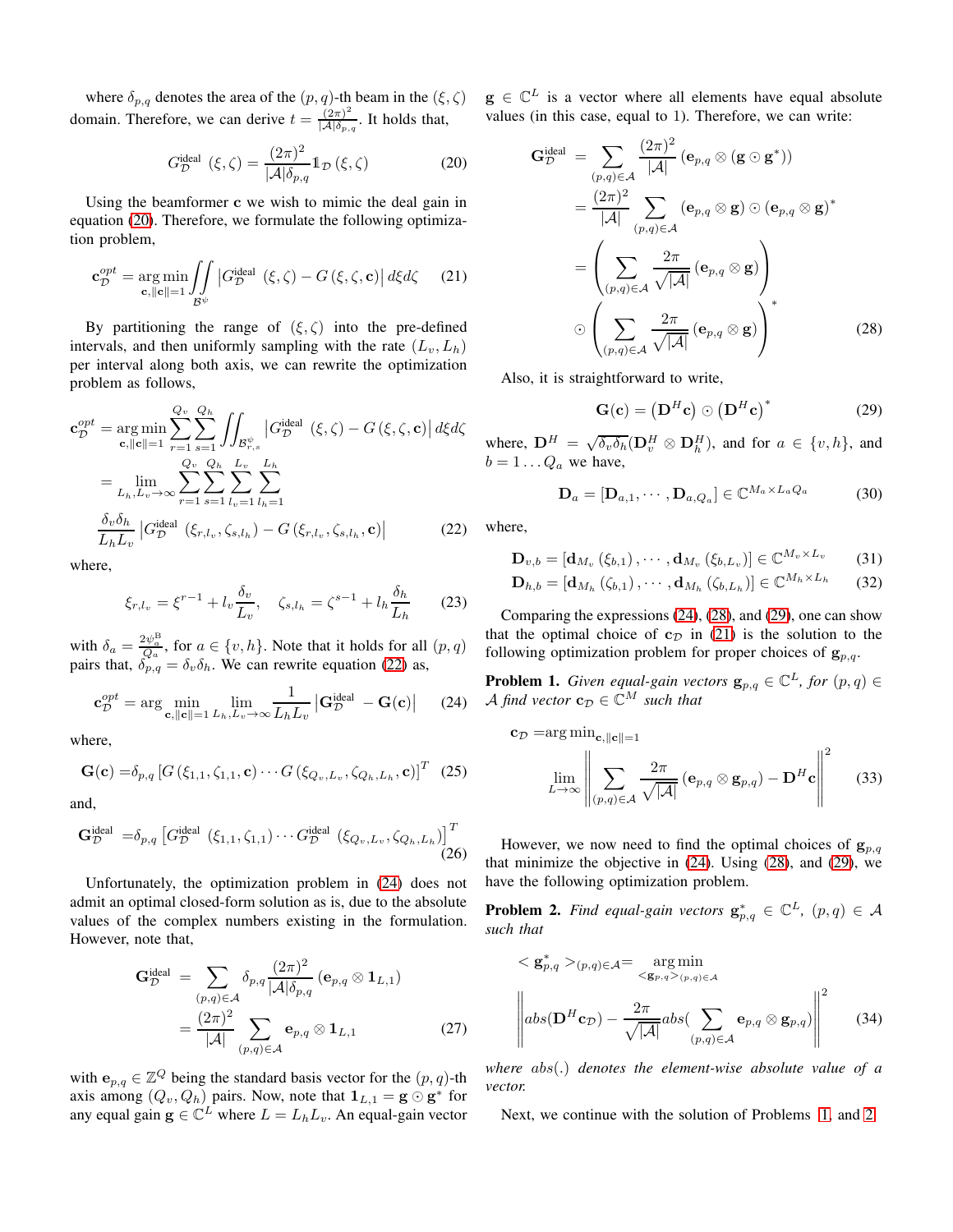where $\delta_{p,q}$ denotes the area of the $(p,q)$-th beam in the $(\xi,\zeta)$ domain. Therefore, we can derive $t = \frac{(2\pi)^2}{|\mathcal{A}|\delta_{p,q}}$. It holds that,

$$G_{\mathcal{D}}^{\text{ideal}}\left(\xi,\zeta\right) = \frac{(2\pi)^2}{|\mathcal{A}|\delta_{p,q}} \mathbb{1}_{\mathcal{D}}\left(\xi,\zeta\right) \tag{20}$$

Using the beamformer $\mathbf{c}$ we wish to mimic the deal gain in equation (20). Therefore, we formulate the following optimization problem,

$$\mathbf{c}_{\mathcal{D}}^{opt} = \underset{\mathbf{c},\|\mathbf{c}\|=1}{\arg\min} \iint_{\mathcal{B}^{\psi}} \left| G_{\mathcal{D}}^{\text{ideal}}\left(\xi,\zeta\right) - G\left(\xi,\zeta,\mathbf{c}\right)\right| d\xi d\zeta \tag{21}$$

By partitioning the range of $(\xi,\zeta)$ into the pre-defined intervals, and then uniformly sampling with the rate $(L_v, L_h)$ per interval along both axis, we can rewrite the optimization problem as follows,

$$\begin{aligned}
\mathbf{c}_{\mathcal{D}}^{opt} &= \underset{\mathbf{c},\|\mathbf{c}\|=1}{\arg\min} \sum_{r=1}^{Q_v}\sum_{s=1}^{Q_h} \iint_{\mathcal{B}^{\psi}_{r,s}} \left| G_{\mathcal{D}}^{\text{ideal}}\left(\xi,\zeta\right) - G\left(\xi,\zeta,\mathbf{c}\right)\right| d\xi d\zeta \\
&= \lim_{L_h, L_v \to \infty} \sum_{r=1}^{Q_v}\sum_{s=1}^{Q_h}\sum_{l_v=1}^{L_v}\sum_{l_h=1}^{L_h} \\
&\frac{\delta_v\delta_h}{L_h L_v} \left| G_{\mathcal{D}}^{\text{ideal}}\left(\xi_{r,l_v},\zeta_{s,l_h}\right) - G\left(\xi_{r,l_v},\zeta_{s,l_h},\mathbf{c}\right)\right|
\end{aligned} \tag{22}$$

where,

$$\xi_{r,l_v} = \xi^{r-1} + l_v\frac{\delta_v}{L_v}, \quad \zeta_{s,l_h} = \zeta^{s-1} + l_h\frac{\delta_h}{L_h} \tag{23}$$

with $\delta_a = \frac{2\psi_a^{\text{B}}}{Q_a}$, for $a \in \{v,h\}$. Note that it holds for all $(p,q)$ pairs that, $\delta_{p,q} = \delta_v\delta_h$. We can rewrite equation (22) as,

$$\mathbf{c}_{\mathcal{D}}^{opt} = \arg\min_{\mathbf{c},\|\mathbf{c}\|=1} \lim_{L_h, L_v \to \infty} \frac{1}{L_h L_v}\left|\mathbf{G}_{\mathcal{D}}^{\text{ideal}} - \mathbf{G}(\mathbf{c})\right| \tag{24}$$

where,

$$\mathbf{G}(\mathbf{c}) = \delta_{p,q}\left[G\left(\xi_{1,1},\zeta_{1,1},\mathbf{c}\right)\cdots G\left(\xi_{Q_v,L_v},\zeta_{Q_h,L_h},\mathbf{c}\right)\right]^T \tag{25}$$

and,

$$\mathbf{G}_{\mathcal{D}}^{\text{ideal}} = \delta_{p,q}\left[G_{\mathcal{D}}^{\text{ideal}}\left(\xi_{1,1},\zeta_{1,1}\right)\cdots G_{\mathcal{D}}^{\text{ideal}}\left(\xi_{Q_v,L_v},\zeta_{Q_h,L_h}\right)\right]^T \tag{26}$$

Unfortunately, the optimization problem in (24) does not admit an optimal closed-form solution as is, due to the absolute values of the complex numbers existing in the formulation. However, note that,

$$\begin{aligned}
\mathbf{G}_{\mathcal{D}}^{\text{ideal}} &= \sum_{(p,q)\in\mathcal{A}} \delta_{p,q}\frac{(2\pi)^2}{|\mathcal{A}|\delta_{p,q}}\left(\mathbf{e}_{p,q}\otimes \mathbf{1}_{L,1}\right) \\
&= \frac{(2\pi)^2}{|\mathcal{A}|}\sum_{(p,q)\in\mathcal{A}} \mathbf{e}_{p,q}\otimes \mathbf{1}_{L,1}
\end{aligned} \tag{27}$$

with $\mathbf{e}_{p,q} \in \mathbb{Z}^Q$ being the standard basis vector for the $(p,q)$-th axis among $(Q_v, Q_h)$ pairs. Now, note that $\mathbf{1}_{L,1} = \mathbf{g}\odot\mathbf{g}^*$ for any equal gain $\mathbf{g}\in\mathbb{C}^L$ where $L = L_h L_v$. An equal-gain vector $\mathbf{g}\in\mathbb{C}^L$ is a vector where all elements have equal absolute values (in this case, equal to 1). Therefore, we can write:

$$\begin{aligned}
\mathbf{G}_{\mathcal{D}}^{\text{ideal}} &= \sum_{(p,q)\in\mathcal{A}} \frac{(2\pi)^2}{|\mathcal{A}|}\left(\mathbf{e}_{p,q}\otimes(\mathbf{g}\odot\mathbf{g}^*)\right) \\
&= \frac{(2\pi)^2}{|\mathcal{A}|}\sum_{(p,q)\in\mathcal{A}}\left(\mathbf{e}_{p,q}\otimes\mathbf{g}\right)\odot\left(\mathbf{e}_{p,q}\otimes\mathbf{g}\right)^* \\
&= \left(\sum_{(p,q)\in\mathcal{A}}\frac{2\pi}{\sqrt{|\mathcal{A}|}}\left(\mathbf{e}_{p,q}\otimes\mathbf{g}\right)\right) \\
&\odot\left(\sum_{(p,q)\in\mathcal{A}}\frac{2\pi}{\sqrt{|\mathcal{A}|}}\left(\mathbf{e}_{p,q}\otimes\mathbf{g}\right)\right)^*
\end{aligned} \tag{28}$$

Also, it is straightforward to write,

$$\mathbf{G}(\mathbf{c}) = \left(\mathbf{D}^H\mathbf{c}\right)\odot\left(\mathbf{D}^H\mathbf{c}\right)^* \tag{29}$$

where, $\mathbf{D}^H = \sqrt{\delta_v\delta_h}(\mathbf{D}_v^H\otimes\mathbf{D}_h^H)$, and for $a\in\{v,h\}$, and $b = 1\ldots Q_a$ we have,

$$\mathbf{D}_a = [\mathbf{D}_{a,1},\cdots,\mathbf{D}_{a,Q_a}]\in\mathbb{C}^{M_a\times L_a Q_a} \tag{30}$$

where,

$$\mathbf{D}_{v,b} = \left[\mathbf{d}_{M_v}\left(\xi_{b,1}\right),\cdots,\mathbf{d}_{M_v}\left(\xi_{b,L_v}\right)\right]\in\mathbb{C}^{M_v\times L_v} \tag{31}$$

$$\mathbf{D}_{h,b} = \left[\mathbf{d}_{M_h}\left(\zeta_{b,1}\right),\cdots,\mathbf{d}_{M_h}\left(\zeta_{b,L_h}\right)\right]\in\mathbb{C}^{M_h\times L_h} \tag{32}$$

Comparing the expressions (24), (28), and (29), one can show that the optimal choice of $\mathbf{c}_{\mathcal{D}}$ in (21) is the solution to the following optimization problem for proper choices of $\mathbf{g}_{p,q}$.

**Problem 1.** *Given equal-gain vectors $\mathbf{g}_{p,q}\in\mathbb{C}^L$, for $(p,q)\in\mathcal{A}$ find vector $\mathbf{c}_{\mathcal{D}}\in\mathbb{C}^M$ such that*

$$\mathbf{c}_{\mathcal{D}} = \arg\min_{\mathbf{c},\|\mathbf{c}\|=1} \lim_{L\to\infty}\left\|\sum_{(p,q)\in\mathcal{A}}\frac{2\pi}{\sqrt{|\mathcal{A}|}}\left(\mathbf{e}_{p,q}\otimes\mathbf{g}_{p,q}\right) - \mathbf{D}^H\mathbf{c}\right\|^2 \tag{33}$$

However, we now need to find the optimal choices of $\mathbf{g}_{p,q}$ that minimize the objective in (24). Using (28), and (29), we have the following optimization problem.

**Problem 2.** *Find equal-gain vectors $\mathbf{g}_{p,q}^*\in\mathbb{C}^L$, $(p,q)\in\mathcal{A}$ such that*

$$<\mathbf{g}_{p,q}^*>_{(p,q)\in\mathcal{A}} = \underset{<\mathbf{g}_{p,q}>_{(p,q)\in\mathcal{A}}}{\arg\min} \left\|abs(\mathbf{D}^H\mathbf{c}_{\mathcal{D}}) - \frac{2\pi}{\sqrt{|\mathcal{A}|}}abs(\sum_{(p,q)\in\mathcal{A}}\mathbf{e}_{p,q}\otimes\mathbf{g}_{p,q})\right\|^2 \tag{34}$$

*where $abs(.)$ denotes the element-wise absolute value of a vector.*

Next, we continue with the solution of Problems 1, and 2.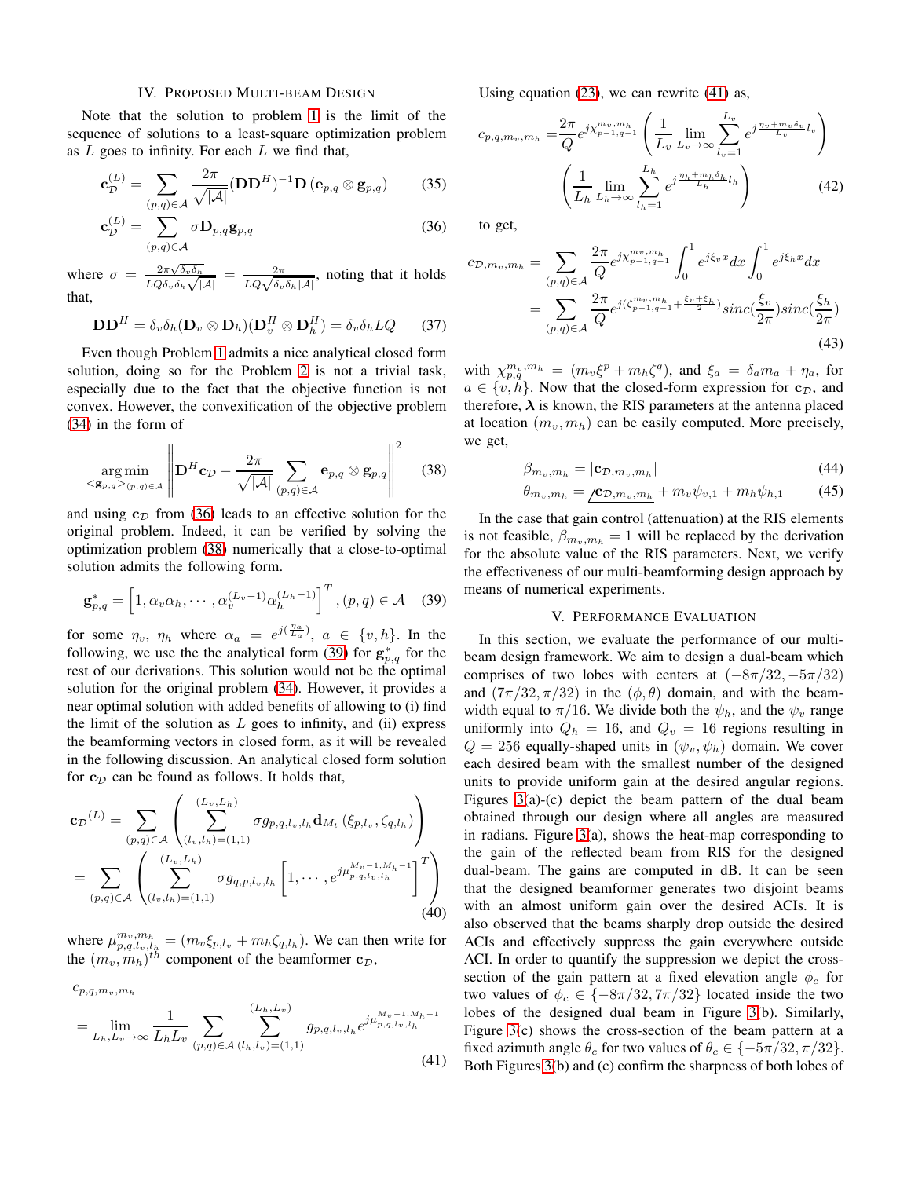## IV. Proposed Multi-beam Design

Note that the solution to problem 1 is the limit of the sequence of solutions to a least-square optimization problem as $L$ goes to infinity. For each $L$ we find that,

$$\mathbf{c}_{\mathcal{D}}^{(L)} = \sum_{(p,q)\in\mathcal{A}} \frac{2\pi}{\sqrt{|\mathcal{A}|}} (\mathbf{D}\mathbf{D}^H)^{-1}\mathbf{D}\left(\mathbf{e}_{p,q} \otimes \mathbf{g}_{p,q}\right) \tag{35}$$

$$\mathbf{c}_{\mathcal{D}}^{(L)} = \sum_{(p,q)\in\mathcal{A}} \sigma \mathbf{D}_{p,q}\mathbf{g}_{p,q} \tag{36}$$

where $\sigma = \frac{2\pi\sqrt{\delta_v\delta_h}}{LQ\delta_v\delta_h\sqrt{|\mathcal{A}|}} = \frac{2\pi}{LQ\sqrt{\delta_v\delta_h|\mathcal{A}|}}$, noting that it holds that,

$$\mathbf{D}\mathbf{D}^H = \delta_v\delta_h(\mathbf{D}_v \otimes \mathbf{D}_h)(\mathbf{D}_v^H \otimes \mathbf{D}_h^H) = \delta_v\delta_h LQ \tag{37}$$

Even though Problem 1 admits a nice analytical closed form solution, doing so for the Problem 2 is not a trivial task, especially due to the fact that the objective function is not convex. However, the convexification of the objective problem (34) in the form of

$$\underset{<\mathbf{g}_{p,q}>_{(p,q)\in\mathcal{A}}}{\arg\min} \left\| \mathbf{D}^H\mathbf{c}_{\mathcal{D}} - \frac{2\pi}{\sqrt{|\mathcal{A}|}} \sum_{(p,q)\in\mathcal{A}} \mathbf{e}_{p,q} \otimes \mathbf{g}_{p,q} \right\|^2 \tag{38}$$

and using $\mathbf{c}_{\mathcal{D}}$ from (36) leads to an effective solution for the original problem. Indeed, it can be verified by solving the optimization problem (38) numerically that a close-to-optimal solution admits the following form.

$$\mathbf{g}_{p,q}^* = \left[1, \alpha_v\alpha_h, \cdots, \alpha_v^{(L_v-1)}\alpha_h^{(L_h-1)}\right]^T, (p,q) \in \mathcal{A} \tag{39}$$

for some $\eta_v$, $\eta_h$ where $\alpha_a = e^{j(\frac{\eta_a}{L_a})}$, $a \in \{v, h\}$. In the following, we use the the analytical form (39) for $\mathbf{g}_{p,q}^*$ for the rest of our derivations. This solution would not be the optimal solution for the original problem (34). However, it provides a near optimal solution with added benefits of allowing to (i) find the limit of the solution as $L$ goes to infinity, and (ii) express the beamforming vectors in closed form, as it will be revealed in the following discussion. An analytical closed form solution for $\mathbf{c}_{\mathcal{D}}$ can be found as follows. It holds that,

$$\begin{aligned}
\mathbf{c}_{\mathcal{D}}^{(L)} &= \sum_{(p,q)\in\mathcal{A}} \left( \sum_{(l_v,l_h)=(1,1)}^{(L_v,L_h)} \sigma g_{p,q,l_v,l_h} \mathbf{d}_{M_t}\left(\xi_{p,l_v}, \zeta_{q,l_h}\right) \right) \\
&= \sum_{(p,q)\in\mathcal{A}} \left( \sum_{(l_v,l_h)=(1,1)}^{(L_v,L_h)} \sigma g_{q,p,l_v,l_h} \left[1, \cdots, e^{j\mu_{p,q,l_v,l_h}^{M_v-1,M_h-1}}\right]^T \right)
\end{aligned} \tag{40}$$

where $\mu_{p,q,l_v,l_h}^{m_v,m_h} = (m_v\xi_{p,l_v} + m_h\zeta_{q,l_h})$. We can then write for the $(m_v, m_h)^{th}$ component of the beamformer $\mathbf{c}_{\mathcal{D}}$,

$$c_{p,q,m_v,m_h} = \lim_{L_h,L_v\to\infty} \frac{1}{L_hL_v} \sum_{(p,q)\in\mathcal{A}} \sum_{(l_h,l_v)=(1,1)}^{(L_h,L_v)} g_{p,q,l_v,l_h} e^{j\mu_{p,q,l_v,l_h}^{M_v-1,M_h-1}} \tag{41}$$

Using equation (23), we can rewrite (41) as,

$$\begin{aligned}
c_{p,q,m_v,m_h} =& \frac{2\pi}{Q} e^{j\chi_{p-1,q-1}^{m_v,m_h}} \left( \frac{1}{L_v} \lim_{L_v\to\infty} \sum_{l_v=1}^{L_v} e^{j\frac{\eta_v+m_v\delta_v}{L_v}l_v} \right) \\
& \left( \frac{1}{L_h} \lim_{L_h\to\infty} \sum_{l_h=1}^{L_h} e^{j\frac{\eta_h+m_h\delta_h}{L_h}l_h} \right)
\end{aligned} \tag{42}$$

to get,

$$\begin{aligned}
c_{\mathcal{D},m_v,m_h} &= \sum_{(p,q)\in\mathcal{A}} \frac{2\pi}{Q} e^{j\chi_{p-1,q-1}^{m_v,m_h}} \int_0^1 e^{j\xi_v x} dx \int_0^1 e^{j\xi_h x} dx \\
&= \sum_{(p,q)\in\mathcal{A}} \frac{2\pi}{Q} e^{j(\zeta_{p-1,q-1}^{m_v,m_h} + \frac{\xi_v+\xi_h}{2})} sinc(\frac{\xi_v}{2\pi}) sinc(\frac{\xi_h}{2\pi})
\end{aligned} \tag{43}$$

with $\chi_{p,q}^{m_v,m_h} = (m_v\xi^p + m_h\zeta^q)$, and $\xi_a = \delta_a m_a + \eta_a$, for $a \in \{v, h\}$. Now that the closed-form expression for $\mathbf{c}_{\mathcal{D}}$, and therefore, $\boldsymbol{\lambda}$ is known, the RIS parameters at the antenna placed at location $(m_v, m_h)$ can be easily computed. More precisely, we get,

$$\beta_{m_v,m_h} = |\mathbf{c}_{\mathcal{D},m_v,m_h}| \tag{44}$$

$$\theta_{m_v,m_h} = \angle\mathbf{c}_{\mathcal{D},m_v,m_h} + m_v\psi_{v,1} + m_h\psi_{h,1} \tag{45}$$

In the case that gain control (attenuation) at the RIS elements is not feasible, $\beta_{m_v,m_h} = 1$ will be replaced by the derivation for the absolute value of the RIS parameters. Next, we verify the effectiveness of our multi-beamforming design approach by means of numerical experiments.

## V. Performance Evaluation

In this section, we evaluate the performance of our multi-beam design framework. We aim to design a dual-beam which comprises of two lobes with centers at $(-8\pi/32, -5\pi/32)$ and $(7\pi/32, \pi/32)$ in the $(\phi, \theta)$ domain, and with the beam-width equal to $\pi/16$. We divide both the $\psi_h$, and the $\psi_v$ range uniformly into $Q_h = 16$, and $Q_v = 16$ regions resulting in $Q = 256$ equally-shaped units in $(\psi_v, \psi_h)$ domain. We cover each desired beam with the smallest number of the designed units to provide uniform gain at the desired angular regions. Figures 3(a)-(c) depict the beam pattern of the dual beam obtained through our design where all angles are measured in radians. Figure 3(a), shows the heat-map corresponding to the gain of the reflected beam from RIS for the designed dual-beam. The gains are computed in dB. It can be seen that the designed beamformer generates two disjoint beams with an almost uniform gain over the desired ACIs. It is also observed that the beams sharply drop outside the desired ACIs and effectively suppress the gain everywhere outside ACI. In order to quantify the suppression we depict the cross-section of the gain pattern at a fixed elevation angle $\phi_c$ for two values of $\phi_c \in \{-8\pi/32, 7\pi/32\}$ located inside the two lobes of the designed dual beam in Figure 3(b). Similarly, Figure 3(c) shows the cross-section of the beam pattern at a fixed azimuth angle $\theta_c$ for two values of $\theta_c \in \{-5\pi/32, \pi/32\}$. Both Figures 3(b) and (c) confirm the sharpness of both lobes of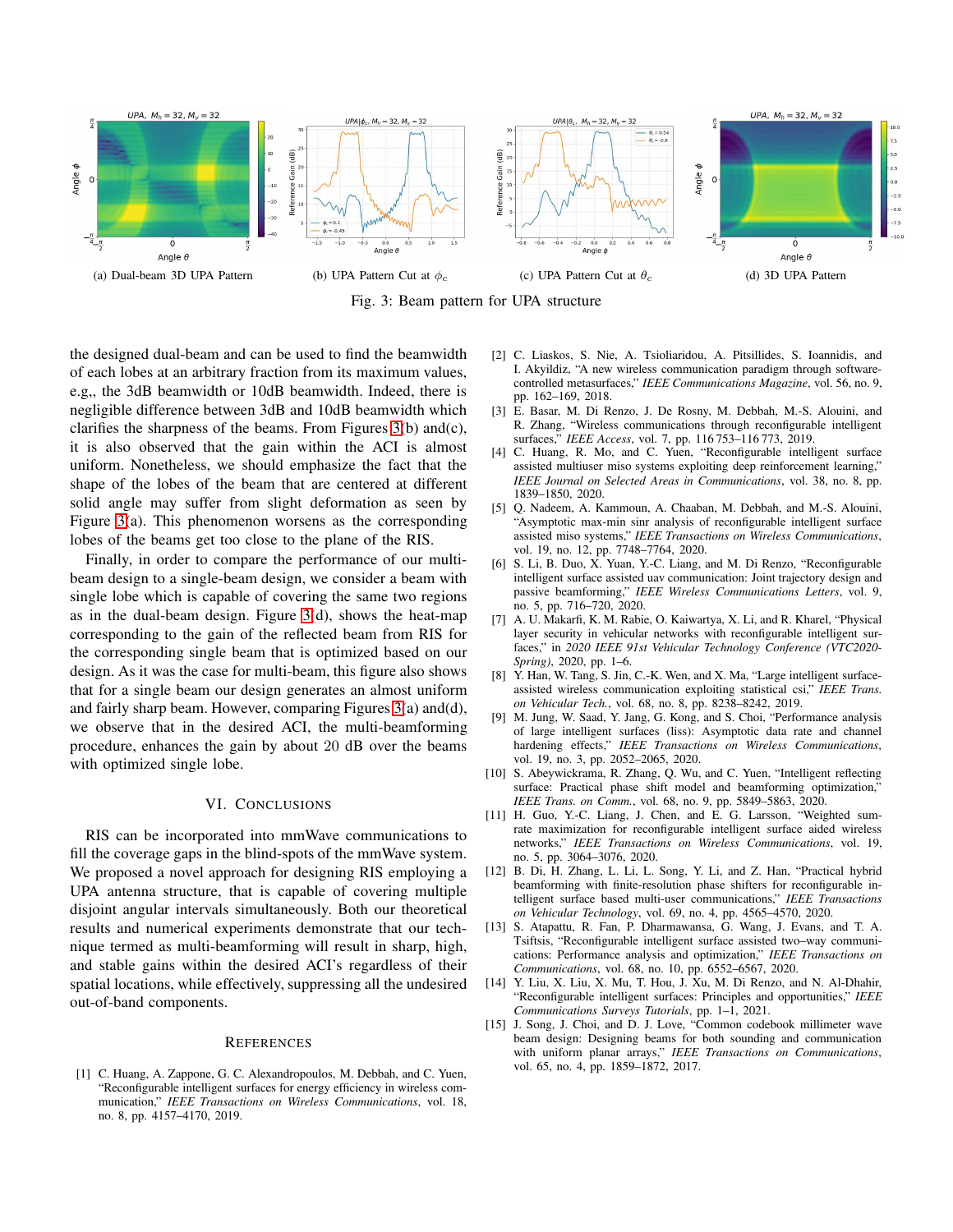UPA, $M_h = 32, M_v = 32$

Angle $\phi$

Angle $\theta$

(a) Dual-beam 3D UPA Pattern

$UPA|\phi_c$, $M_h = 32, M_v = 32$

Reference Gain (dB)

$\phi_c = 0.1$

$\phi_c = -0.45$

Angle $\theta$

(b) UPA Pattern Cut at $\phi_c$

$UPA|\theta_c$, $M_h = 32, M_v = 32$

Reference Gain (dB)

$\theta_c = 0.54$

$\theta_c = -0.8$

Angle $\phi$

(c) UPA Pattern Cut at $\theta_c$

UPA, $M_h = 32, M_v = 32$

Angle $\phi$

Angle $\theta$

(d) 3D UPA Pattern

Fig. 3: Beam pattern for UPA structure

the designed dual-beam and can be used to find the beamwidth of each lobes at an arbitrary fraction from its maximum values, e.g,, the 3dB beamwidth or 10dB beamwidth. Indeed, there is negligible difference between 3dB and 10dB beamwidth which clarifies the sharpness of the beams. From Figures 3(b) and(c), it is also observed that the gain within the ACI is almost uniform. Nonetheless, we should emphasize the fact that the shape of the lobes of the beam that are centered at different solid angle may suffer from slight deformation as seen by Figure 3(a). This phenomenon worsens as the corresponding lobes of the beams get too close to the plane of the RIS.

Finally, in order to compare the performance of our multi-beam design to a single-beam design, we consider a beam with single lobe which is capable of covering the same two regions as in the dual-beam design. Figure 3(d), shows the heat-map corresponding to the gain of the reflected beam from RIS for the corresponding single beam that is optimized based on our design. As it was the case for multi-beam, this figure also shows that for a single beam our design generates an almost uniform and fairly sharp beam. However, comparing Figures 3(a) and(d), we observe that in the desired ACI, the multi-beamforming procedure, enhances the gain by about 20 dB over the beams with optimized single lobe.

## VI. Conclusions

RIS can be incorporated into mmWave communications to fill the coverage gaps in the blind-spots of the mmWave system. We proposed a novel approach for designing RIS employing a UPA antenna structure, that is capable of covering multiple disjoint angular intervals simultaneously. Both our theoretical results and numerical experiments demonstrate that our technique such as multi-beamforming will result in sharp, high, and stable gains within the desired ACI's regardless of their spatial locations, while effectively, suppressing all the undesired out-of-band components.

## References

[1] C. Huang, A. Zappone, G. C. Alexandropoulos, M. Debbah, and C. Yuen, "Reconfigurable intelligent surfaces for energy efficiency in wireless communication," *IEEE Transactions on Wireless Communications*, vol. 18, no. 8, pp. 4157–4170, 2019.

[2] C. Liaskos, S. Nie, A. Tsioliaridou, A. Pitsillides, S. Ioannidis, and I. Akyildiz, "A new wireless communication paradigm through software-controlled metasurfaces," *IEEE Communications Magazine*, vol. 56, no. 9, pp. 162–169, 2018.

[3] E. Basar, M. Di Renzo, J. De Rosny, M. Debbah, M.-S. Alouini, and R. Zhang, "Wireless communications through reconfigurable intelligent surfaces," *IEEE Access*, vol. 7, pp. 116 753–116 773, 2019.

[4] C. Huang, R. Mo, and C. Yuen, "Reconfigurable intelligent surface assisted multiuser miso systems exploiting deep reinforcement learning," *IEEE Journal on Selected Areas in Communications*, vol. 38, no. 8, pp. 1839–1850, 2020.

[5] Q. Nadeem, A. Kammoun, A. Chaaban, M. Debbah, and M.-S. Alouini, "Asymptotic max-min sinr analysis of reconfigurable intelligent surface assisted miso systems," *IEEE Transactions on Wireless Communications*, vol. 19, no. 12, pp. 7748–7764, 2020.

[6] S. Li, B. Duo, X. Yuan, Y.-C. Liang, and M. Di Renzo, "Reconfigurable intelligent surface assisted uav communication: Joint trajectory design and passive beamforming," *IEEE Wireless Communications Letters*, vol. 9, no. 5, pp. 716–720, 2020.

[7] A. U. Makarfi, K. M. Rabie, O. Kaiwartya, X. Li, and R. Kharel, "Physical layer security in vehicular networks with reconfigurable intelligent surfaces," in *2020 IEEE 91st Vehicular Technology Conference (VTC2020-Spring)*, 2020, pp. 1–6.

[8] Y. Han, W. Tang, S. Jin, C.-K. Wen, and X. Ma, "Large intelligent surface-assisted wireless communication exploiting statistical csi," *IEEE Trans. on Vehicular Tech.*, vol. 68, no. 8, pp. 8238–8242, 2019.

[9] M. Jung, W. Saad, Y. Jang, G. Kong, and S. Choi, "Performance analysis of large intelligent surfaces (liss): Asymptotic data rate and channel hardening effects," *IEEE Transactions on Wireless Communications*, vol. 19, no. 3, pp. 2052–2065, 2020.

[10] S. Abeywickrama, R. Zhang, Q. Wu, and C. Yuen, "Intelligent reflecting surface: Practical phase shift model and beamforming optimization," *IEEE Trans. on Comm.*, vol. 68, no. 9, pp. 5849–5863, 2020.

[11] H. Guo, Y.-C. Liang, J. Chen, and E. G. Larsson, "Weighted sum-rate maximization for reconfigurable intelligent surface aided wireless networks," *IEEE Transactions on Wireless Communications*, vol. 19, no. 5, pp. 3064–3076, 2020.

[12] B. Di, H. Zhang, L. Li, L. Song, Y. Li, and Z. Han, "Practical hybrid beamforming with finite-resolution phase shifters for reconfigurable intelligent surface based multi-user communications," *IEEE Transactions on Vehicular Technology*, vol. 69, no. 4, pp. 4565–4570, 2020.

[13] S. Atapattu, R. Fan, P. Dharmawansa, G. Wang, J. Evans, and T. A. Tsiftsis, "Reconfigurable intelligent surface assisted two–way communications: Performance analysis and optimization," *IEEE Transactions on Communications*, vol. 68, no. 10, pp. 6552–6567, 2020.

[14] Y. Liu, X. Liu, X. Mu, T. Hou, J. Xu, M. Di Renzo, and N. Al-Dhahir, "Reconfigurable intelligent surfaces: Principles and opportunities," *IEEE Communications Surveys Tutorials*, pp. 1–1, 2021.

[15] J. Song, J. Choi, and D. J. Love, "Common codebook millimeter wave beam design: Designing beams for both sounding and communication with uniform planar arrays," *IEEE Transactions on Communications*, vol. 65, no. 4, pp. 1859–1872, 2017.